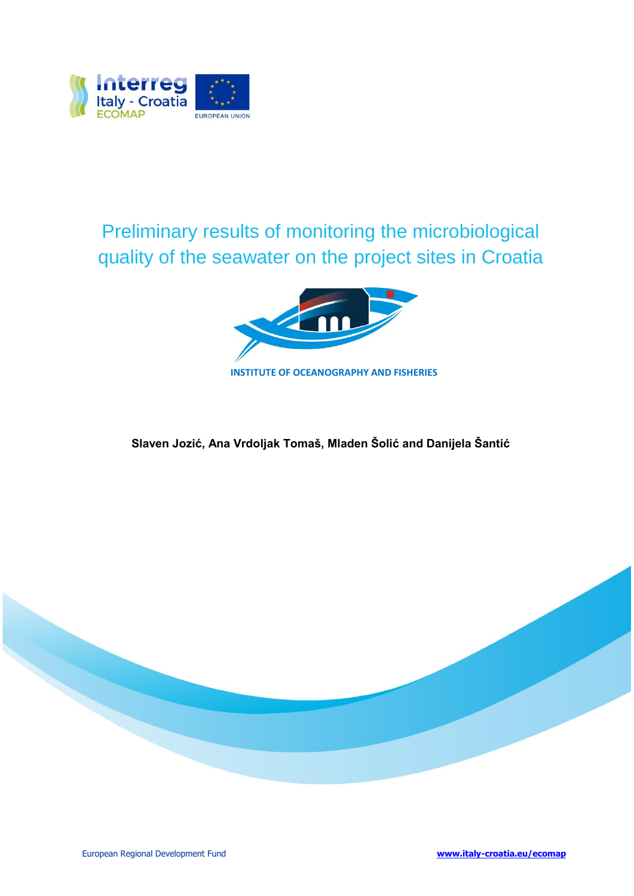Interreg Italy - Croatia ECOMAP

EUROPEAN UNION

# Preliminary results of monitoring the microbiological quality of the seawater on the project sites in Croatia

INSTITUTE OF OCEANOGRAPHY AND FISHERIES

**Slaven Jozić, Ana Vrdoljak Tomaš, Mladen Šolić and Danijela Šantić**

European Regional Development Fund

www.italy-croatia.eu/ecomap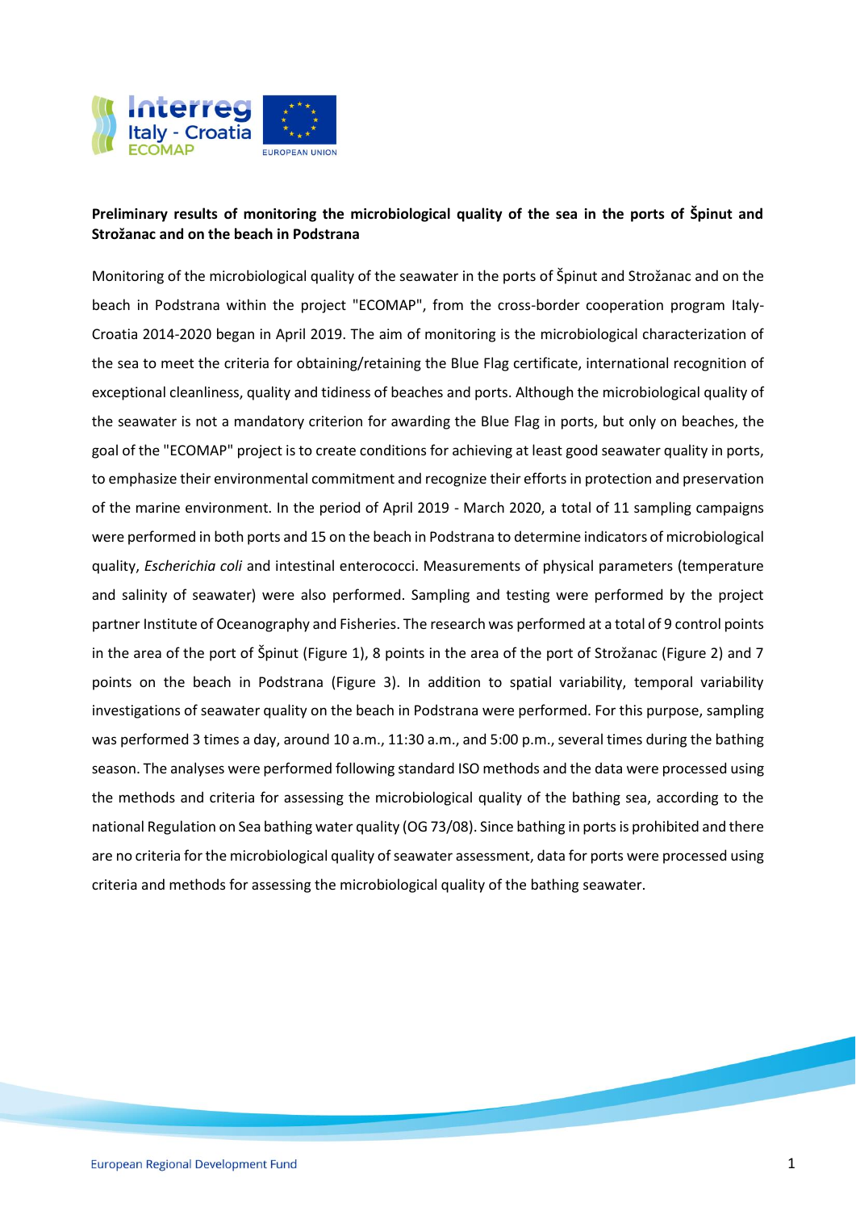**Preliminary results of monitoring the microbiological quality of the sea in the ports of Špinut and Stržanac and on the beach in Podstrana**

Monitoring of the microbiological quality of the seawater in the ports of Špinut and Stržanac and on the beach in Podstrana within the project "ECOMAP", from the cross-border cooperation program Italy-Croatia 2014-2020 began in April 2019. The aim of monitoring is the microbiological characterization of the sea to meet the criteria for obtaining/retaining the Blue Flag certificate, international recognition of exceptional cleanliness, quality and tidiness of beaches and ports. Although the microbiological quality of the seawater is not a mandatory criterion for awarding the Blue Flag in ports, but only on beaches, the goal of the "ECOMAP" project is to create conditions for achieving at least good seawater quality in ports, to emphasize their environmental commitment and recognize their efforts in protection and preservation of the marine environment. In the period of April 2019 - March 2020, a total of 11 sampling campaigns were performed in both ports and 15 on the beach in Podstrana to determine indicators of microbiological quality, *Escherichia coli* and intestinal enterococci. Measurements of physical parameters (temperature and salinity of seawater) were also performed. Sampling and testing were performed by the project partner Institute of Oceanography and Fisheries. The research was performed at a total of 9 control points in the area of the port of Špinut (Figure 1), 8 points in the area of the port of Stržanac (Figure 2) and 7 points on the beach in Podstrana (Figure 3). In addition to spatial variability, temporal variability investigations of seawater quality on the beach in Podstrana were performed. For this purpose, sampling was performed 3 times a day, around 10 a.m., 11:30 a.m., and 5:00 p.m., several times during the bathing season. The analyses were performed following standard ISO methods and the data were processed using the methods and criteria for assessing the microbiological quality of the bathing sea, according to the national Regulation on Sea bathing water quality (OG 73/08). Since bathing in ports is prohibited and there are no criteria for the microbiological quality of seawater assessment, data for ports were processed using criteria and methods for assessing the microbiological quality of the bathing seawater.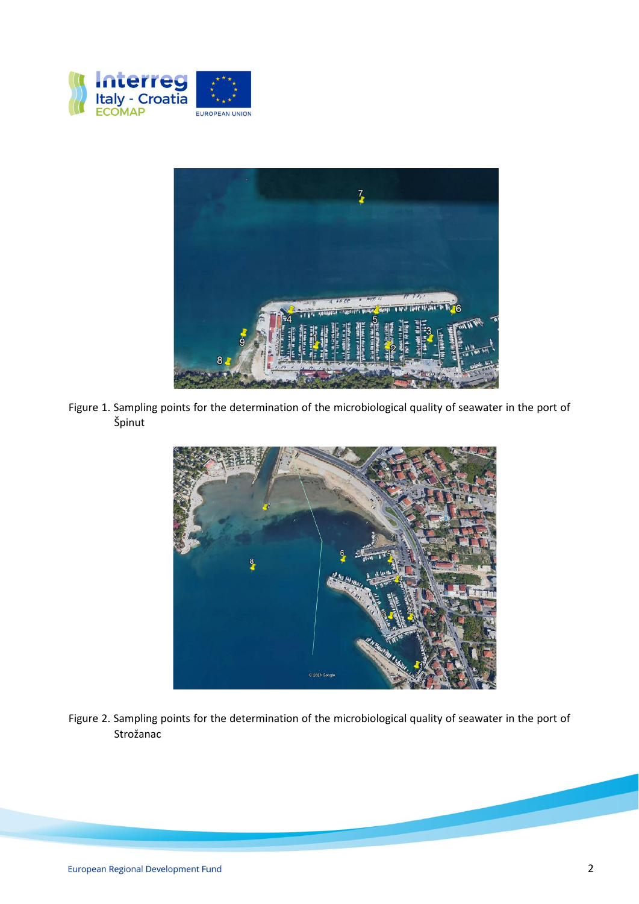Figure 1. Sampling points for the determination of the microbiological quality of seawater in the port of Špinut

Figure 2. Sampling points for the determination of the microbiological quality of seawater in the port of Stožanac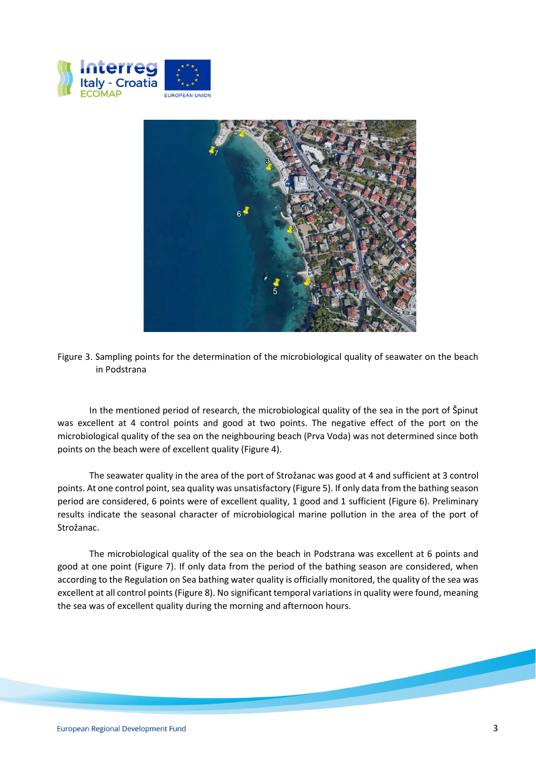Figure 3. Sampling points for the determination of the microbiological quality of seawater on the beach in Podstrana

In the mentioned period of research, the microbiological quality of the sea in the port of Špinut was excellent at 4 control points and good at two points. The negative effect of the port on the microbiological quality of the sea on the neighbouring beach (Prva Voda) was not determined since both points on the beach were of excellent quality (Figure 4).

The seawater quality in the area of the port of Strožanac was good at 4 and sufficient at 3 control points. At one control point, sea quality was unsatisfactory (Figure 5). If only data from the bathing season period are considered, 6 points were of excellent quality, 1 good and 1 sufficient (Figure 6). Preliminary results indicate the seasonal character of microbiological marine pollution in the area of the port of Strožanac.

The microbiological quality of the sea on the beach in Podstrana was excellent at 6 points and good at one point (Figure 7). If only data from the period of the bathing season are considered, when according to the Regulation on Sea bathing water quality is officially monitored, the quality of the sea was excellent at all control points (Figure 8). No significant temporal variations in quality were found, meaning the sea was of excellent quality during the morning and afternoon hours.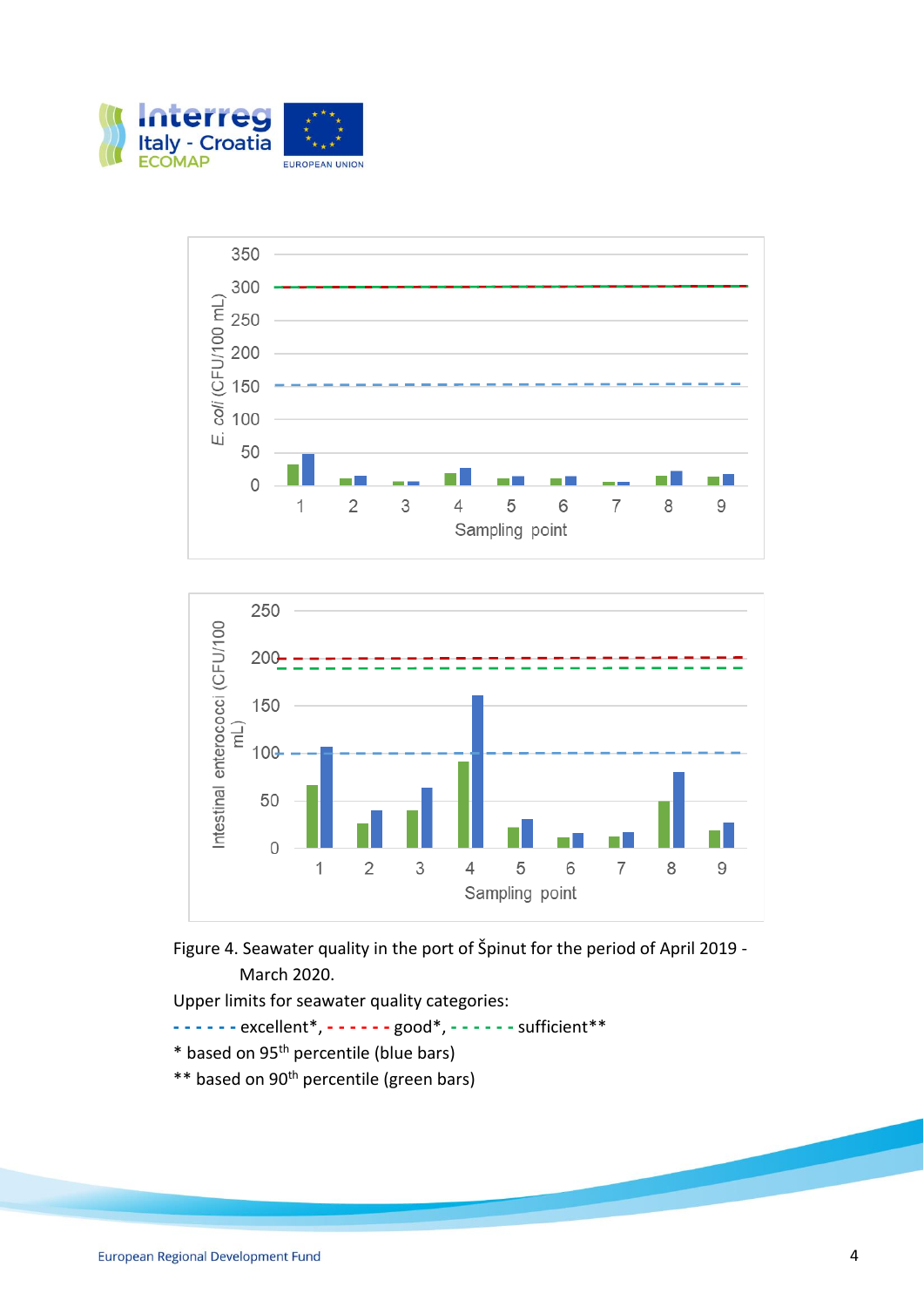Figure 4. Seawater quality in the port of Špinut for the period of April 2019 - March 2020.

Upper limits for seawater quality categories:

- - - - - - excellent*, - - - - - - good*, - - - - - - sufficient**

* based on 95th percentile (blue bars)

** based on 90th percentile (green bars)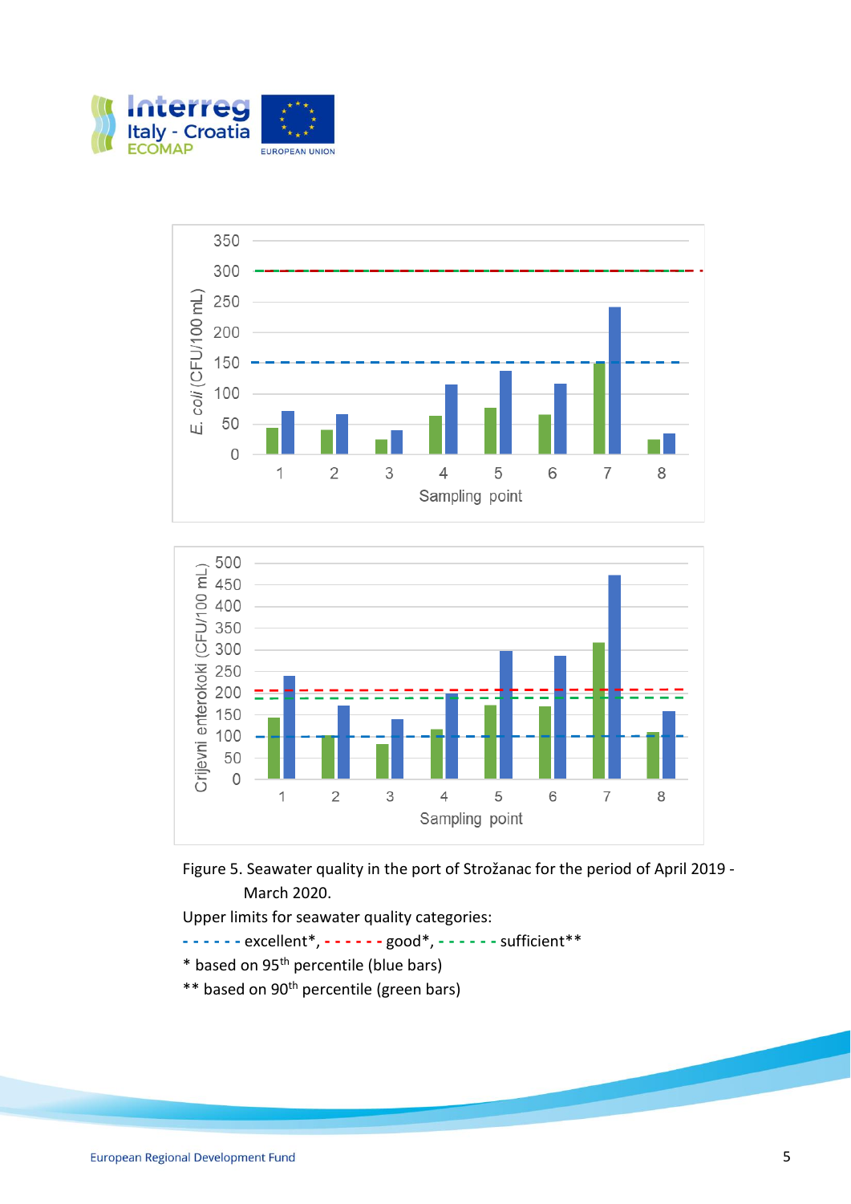Figure 5. Seawater quality in the port of Strožanac for the period of April 2019 - March 2020.

Upper limits for seawater quality categories:

- - - - - - excellent*, - - - - - - good*, - - - - - - sufficient**

* based on 95th percentile (blue bars)

** based on 90th percentile (green bars)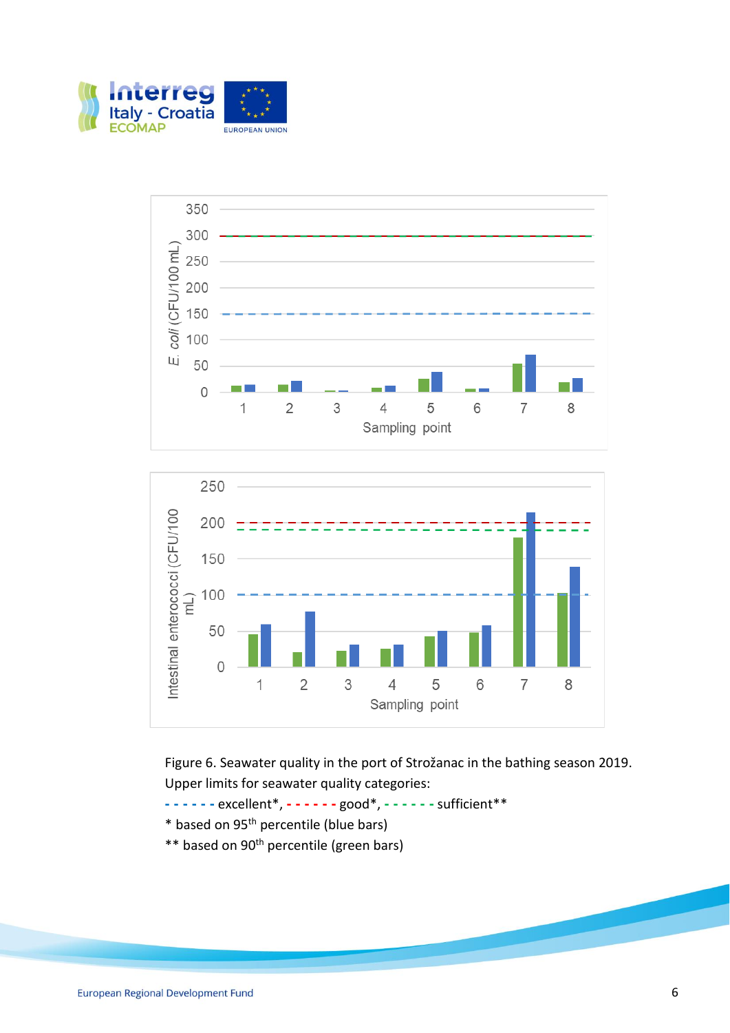Figure 6. Seawater quality in the port of Strožanac in the bathing season 2019.
Upper limits for seawater quality categories:

------ excellent*, ------ good*, ------ sufficient**

* based on 95th percentile (blue bars)

** based on 90th percentile (green bars)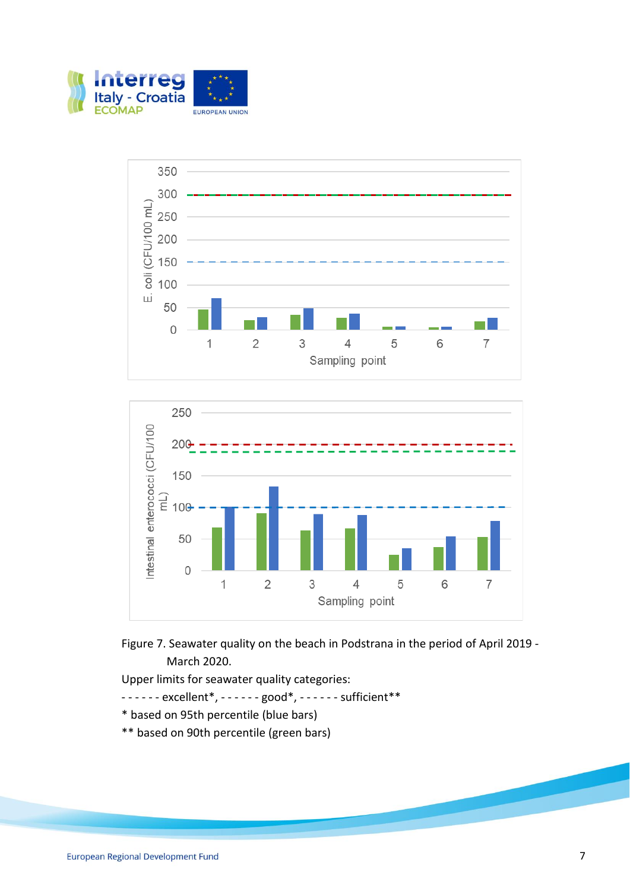Figure 7. Seawater quality on the beach in Podstrana in the period of April 2019 - March 2020.

Upper limits for seawater quality categories:

- - - - - - excellent*, - - - - - - good*, - - - - - - sufficient**

* based on 95th percentile (blue bars)

** based on 90th percentile (green bars)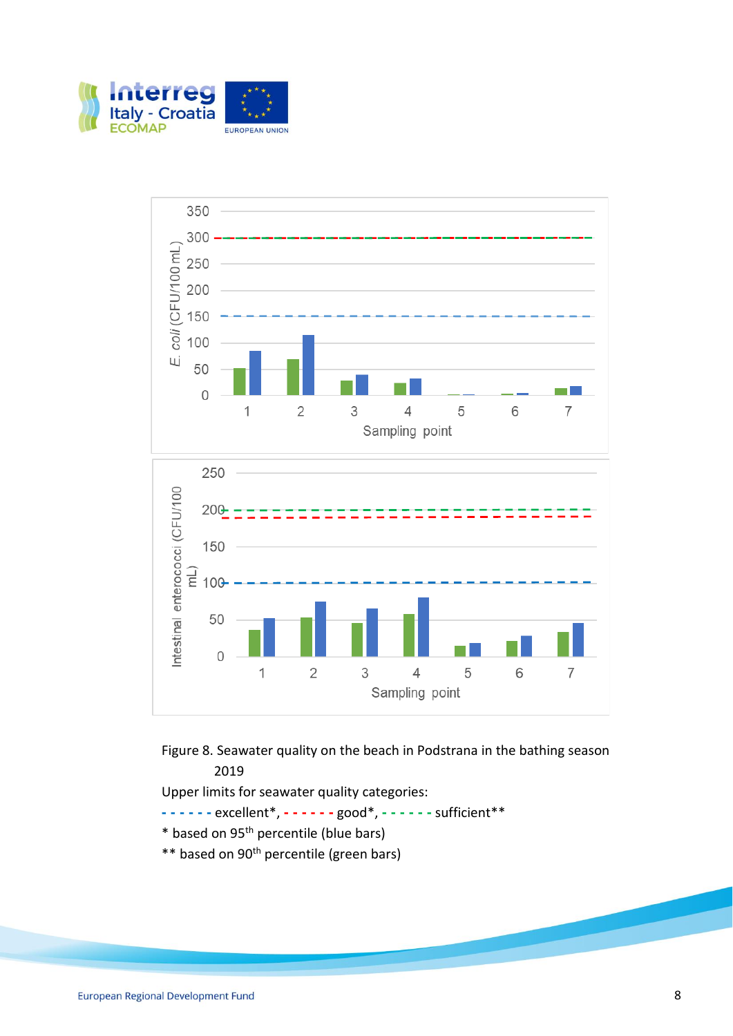350
300
250
200
150
100
50
0

E. coli (CFU/100 mL)

1
2
3
4
5
6
7

Sampling point

250
200
150
100
50
0

Intestinal enterococci (CFU/100 mL)

1
2
3
4
5
6
7

Sampling point

Figure 8. Seawater quality on the beach in Podstrana in the bathing season 2019

Upper limits for seawater quality categories:

- - - - - - excellent*, - - - - - - good*, - - - - - - sufficient**

* based on 95th percentile (blue bars)

** based on 90th percentile (green bars)